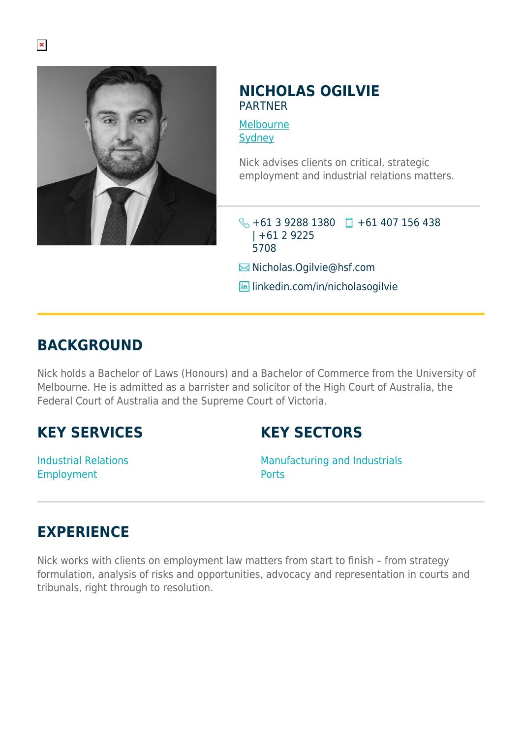# NICHOLAS OGILVIE

PARTNER

Melbourne
Sydney

Nick advises clients on critical, strategic employment and industrial relations matters.

+61 3 9288 1380 | +61 2 9225 5708 +61 407 156 438

Nicholas.Ogilvie@hsf.com

linkedin.com/in/nicholasogilvie

## BACKGROUND

Nick holds a Bachelor of Laws (Honours) and a Bachelor of Commerce from the University of Melbourne. He is admitted as a barrister and solicitor of the High Court of Australia, the Federal Court of Australia and the Supreme Court of Victoria.

## KEY SERVICES

Industrial Relations
Employment

## KEY SECTORS

Manufacturing and Industrials
Ports

## EXPERIENCE

Nick works with clients on employment law matters from start to finish – from strategy formulation, analysis of risks and opportunities, advocacy and representation in courts and tribunals, right through to resolution.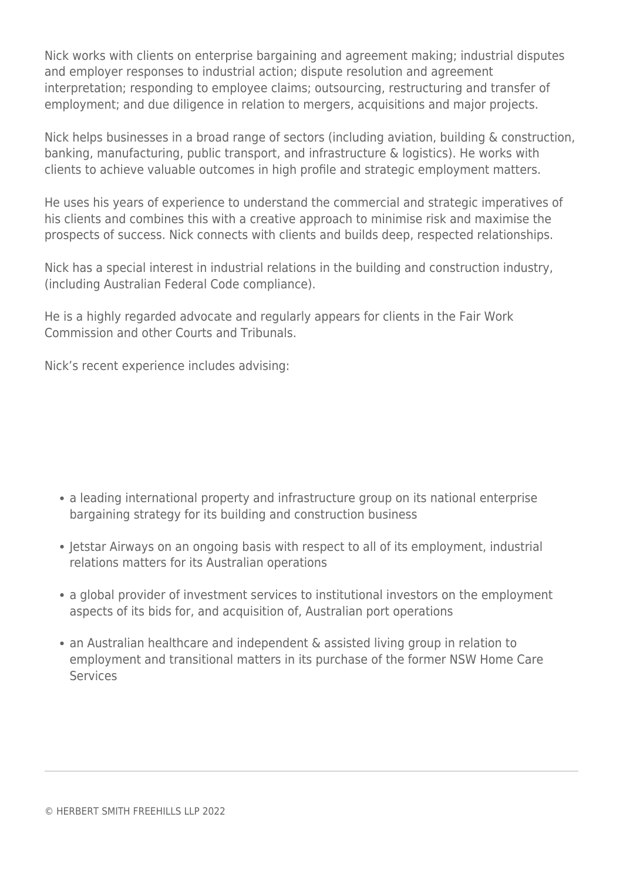Nick works with clients on enterprise bargaining and agreement making; industrial disputes and employer responses to industrial action; dispute resolution and agreement interpretation; responding to employee claims; outsourcing, restructuring and transfer of employment; and due diligence in relation to mergers, acquisitions and major projects.

Nick helps businesses in a broad range of sectors (including aviation, building & construction, banking, manufacturing, public transport, and infrastructure & logistics). He works with clients to achieve valuable outcomes in high profile and strategic employment matters.

He uses his years of experience to understand the commercial and strategic imperatives of his clients and combines this with a creative approach to minimise risk and maximise the prospects of success. Nick connects with clients and builds deep, respected relationships.

Nick has a special interest in industrial relations in the building and construction industry, (including Australian Federal Code compliance).

He is a highly regarded advocate and regularly appears for clients in the Fair Work Commission and other Courts and Tribunals.

Nick's recent experience includes advising:

- a leading international property and infrastructure group on its national enterprise bargaining strategy for its building and construction business
- Jetstar Airways on an ongoing basis with respect to all of its employment, industrial relations matters for its Australian operations
- a global provider of investment services to institutional investors on the employment aspects of its bids for, and acquisition of, Australian port operations
- an Australian healthcare and independent & assisted living group in relation to employment and transitional matters in its purchase of the former NSW Home Care Services